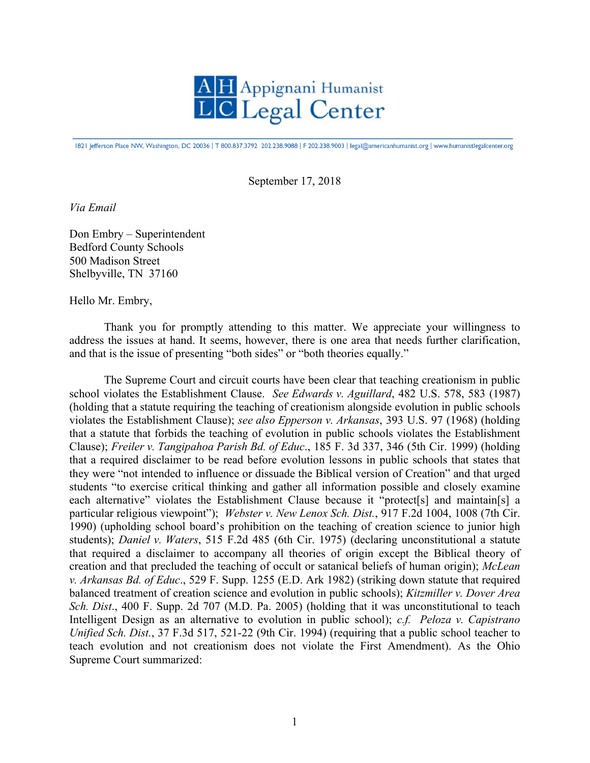**Appignani Humanist Legal Center**

1821 Jefferson Place NW, Washington, DC 20036 | T 800.837.3792 202.238.9088 | F 202.238.9003 | legal@americanhumanist.org | www.humanistlegalcenter.org

September 17, 2018

*Via Email*

Don Embry – Superintendent
Bedford County Schools
500 Madison Street
Shelbyville, TN 37160

Hello Mr. Embry,

Thank you for promptly attending to this matter. We appreciate your willingness to address the issues at hand. It seems, however, there is one area that needs further clarification, and that is the issue of presenting "both sides" or "both theories equally."

The Supreme Court and circuit courts have been clear that teaching creationism in public school violates the Establishment Clause. *See Edwards v. Aguillard*, 482 U.S. 578, 583 (1987) (holding that a statute requiring the teaching of creationism alongside evolution in public schools violates the Establishment Clause); *see also Epperson v. Arkansas*, 393 U.S. 97 (1968) (holding that a statute that forbids the teaching of evolution in public schools violates the Establishment Clause); *Freiler v. Tangipahoa Parish Bd. of Educ*., 185 F. 3d 337, 346 (5th Cir. 1999) (holding that a required disclaimer to be read before evolution lessons in public schools that states that they were "not intended to influence or dissuade the Biblical version of Creation" and that urged students "to exercise critical thinking and gather all information possible and closely examine each alternative" violates the Establishment Clause because it "protect[s] and maintain[s] a particular religious viewpoint"); *Webster v. New Lenox Sch. Dist.*, 917 F.2d 1004, 1008 (7th Cir. 1990) (upholding school board's prohibition on the teaching of creation science to junior high students); *Daniel v. Waters*, 515 F.2d 485 (6th Cir. 1975) (declaring unconstitutional a statute that required a disclaimer to accompany all theories of origin except the Biblical theory of creation and that precluded the teaching of occult or satanical beliefs of human origin); *McLean v. Arkansas Bd. of Educ*., 529 F. Supp. 1255 (E.D. Ark 1982) (striking down statute that required balanced treatment of creation science and evolution in public schools); *Kitzmiller v. Dover Area Sch. Dist*., 400 F. Supp. 2d 707 (M.D. Pa. 2005) (holding that it was unconstitutional to teach Intelligent Design as an alternative to evolution in public school); *c.f. Peloza v. Capistrano Unified Sch. Dist.*, 37 F.3d 517, 521-22 (9th Cir. 1994) (requiring that a public school teacher to teach evolution and not creationism does not violate the First Amendment). As the Ohio Supreme Court summarized: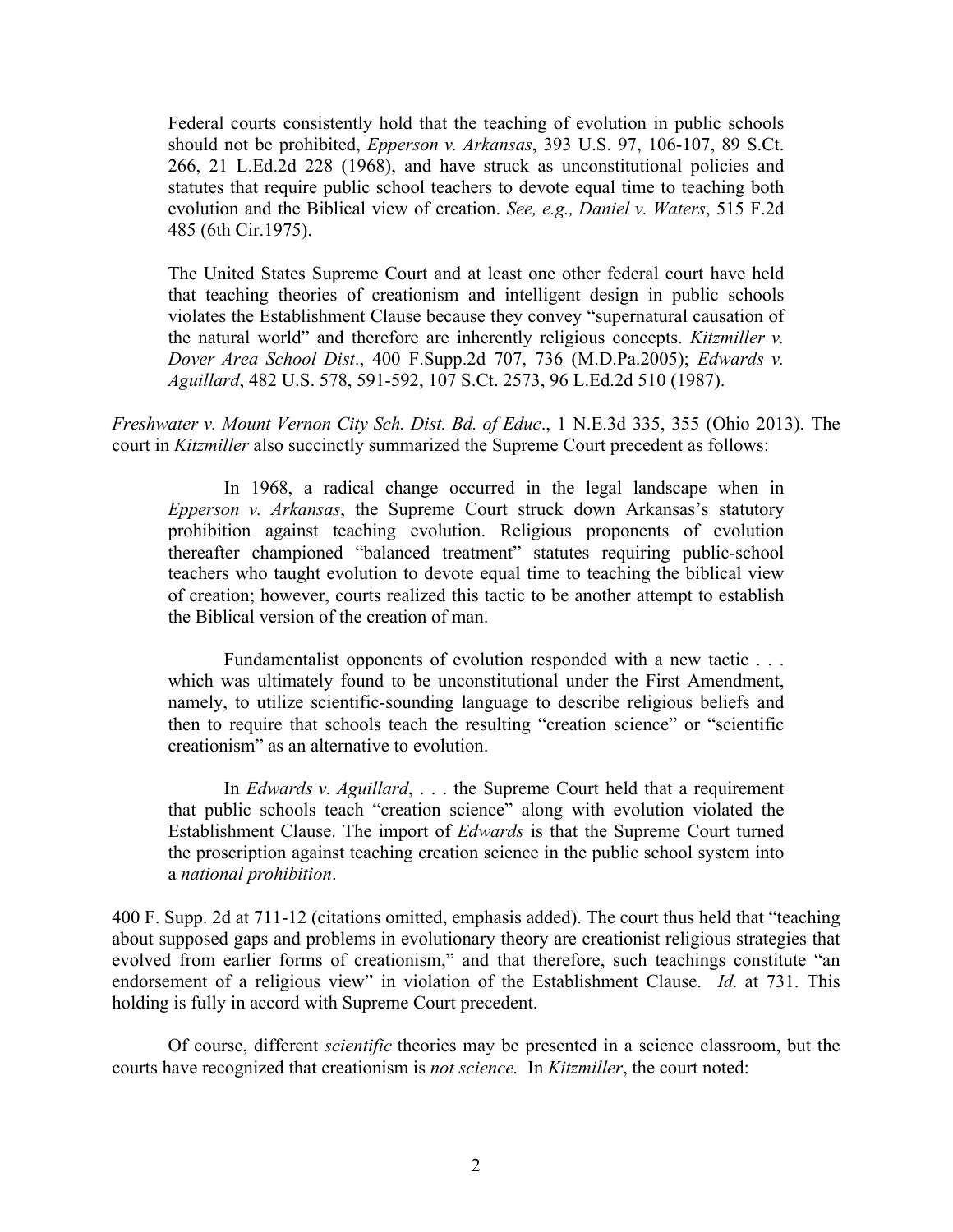> Federal courts consistently hold that the teaching of evolution in public schools should not be prohibited, *Epperson v. Arkansas*, 393 U.S. 97, 106-107, 89 S.Ct. 266, 21 L.Ed.2d 228 (1968), and have struck as unconstitutional policies and statutes that require public school teachers to devote equal time to teaching both evolution and the Biblical view of creation. *See, e.g., Daniel v. Waters*, 515 F.2d 485 (6th Cir.1975).
>
> The United States Supreme Court and at least one other federal court have held that teaching theories of creationism and intelligent design in public schools violates the Establishment Clause because they convey "supernatural causation of the natural world" and therefore are inherently religious concepts. *Kitzmiller v. Dover Area School Dist*., 400 F.Supp.2d 707, 736 (M.D.Pa.2005); *Edwards v. Aguillard*, 482 U.S. 578, 591-592, 107 S.Ct. 2573, 96 L.Ed.2d 510 (1987).

*Freshwater v. Mount Vernon City Sch. Dist. Bd. of Educ*., 1 N.E.3d 335, 355 (Ohio 2013). The court in *Kitzmiller* also succinctly summarized the Supreme Court precedent as follows:

> In 1968, a radical change occurred in the legal landscape when in *Epperson v. Arkansas*, the Supreme Court struck down Arkansas's statutory prohibition against teaching evolution. Religious proponents of evolution thereafter championed "balanced treatment" statutes requiring public-school teachers who taught evolution to devote equal time to teaching the biblical view of creation; however, courts realized this tactic to be another attempt to establish the Biblical version of the creation of man.
>
> Fundamentalist opponents of evolution responded with a new tactic . . . which was ultimately found to be unconstitutional under the First Amendment, namely, to utilize scientific-sounding language to describe religious beliefs and then to require that schools teach the resulting "creation science" or "scientific creationism" as an alternative to evolution.
>
> In *Edwards v. Aguillard*, . . . the Supreme Court held that a requirement that public schools teach "creation science" along with evolution violated the Establishment Clause. The import of *Edwards* is that the Supreme Court turned the proscription against teaching creation science in the public school system into a *national prohibition*.

400 F. Supp. 2d at 711-12 (citations omitted, emphasis added). The court thus held that "teaching about supposed gaps and problems in evolutionary theory are creationist religious strategies that evolved from earlier forms of creationism," and that therefore, such teachings constitute "an endorsement of a religious view" in violation of the Establishment Clause. *Id.* at 731. This holding is fully in accord with Supreme Court precedent.

Of course, different *scientific* theories may be presented in a science classroom, but the courts have recognized that creationism is *not science.* In *Kitzmiller*, the court noted: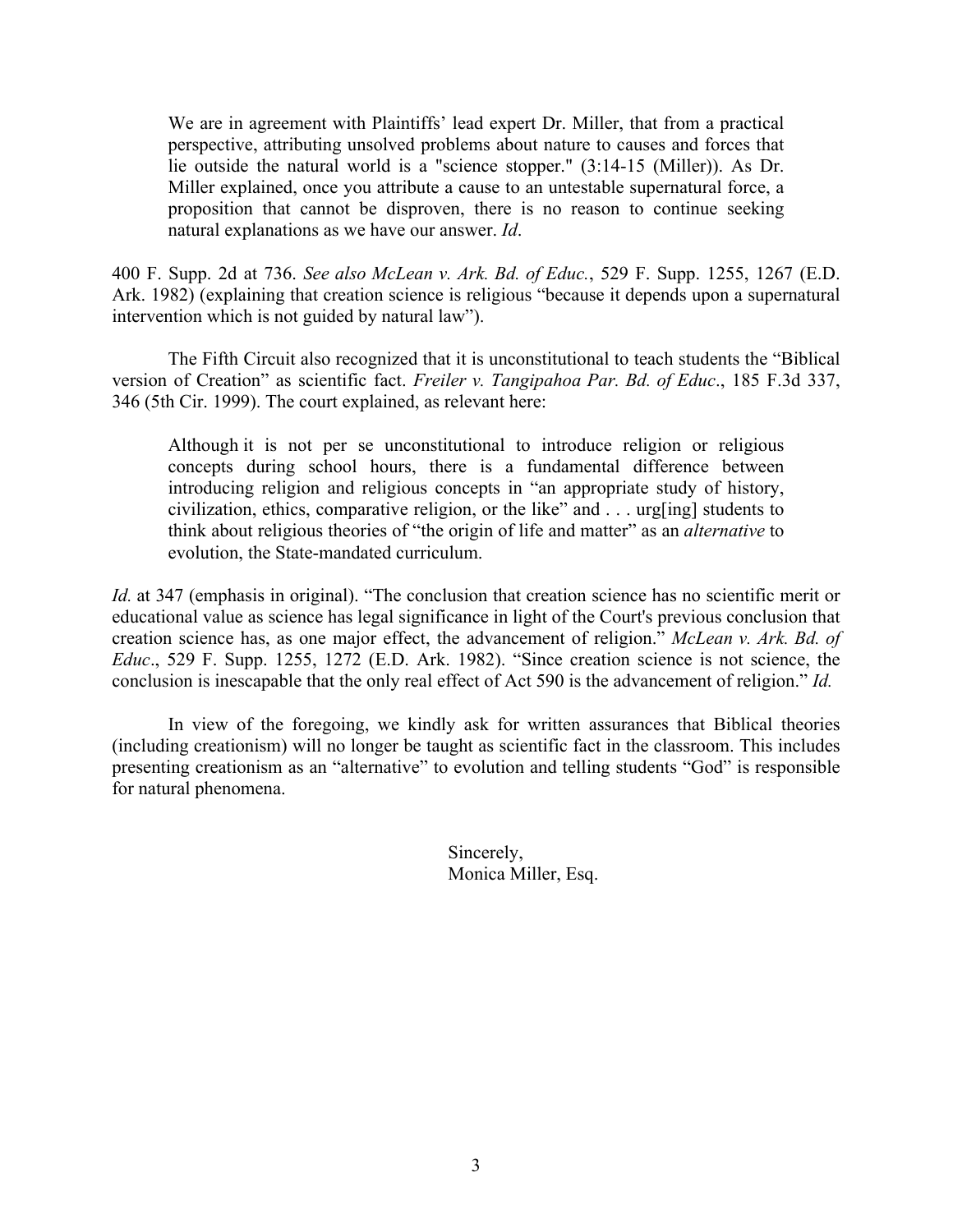> We are in agreement with Plaintiffs' lead expert Dr. Miller, that from a practical perspective, attributing unsolved problems about nature to causes and forces that lie outside the natural world is a "science stopper." (3:14-15 (Miller)). As Dr. Miller explained, once you attribute a cause to an untestable supernatural force, a proposition that cannot be disproven, there is no reason to continue seeking natural explanations as we have our answer. *Id*.

400 F. Supp. 2d at 736. *See also McLean v. Ark. Bd. of Educ.*, 529 F. Supp. 1255, 1267 (E.D. Ark. 1982) (explaining that creation science is religious "because it depends upon a supernatural intervention which is not guided by natural law").

The Fifth Circuit also recognized that it is unconstitutional to teach students the "Biblical version of Creation" as scientific fact. *Freiler v. Tangipahoa Par. Bd. of Educ*., 185 F.3d 337, 346 (5th Cir. 1999). The court explained, as relevant here:

> Although it is not per se unconstitutional to introduce religion or religious concepts during school hours, there is a fundamental difference between introducing religion and religious concepts in "an appropriate study of history, civilization, ethics, comparative religion, or the like" and . . . urg[ing] students to think about religious theories of "the origin of life and matter" as an *alternative* to evolution, the State-mandated curriculum.

*Id.* at 347 (emphasis in original). "The conclusion that creation science has no scientific merit or educational value as science has legal significance in light of the Court's previous conclusion that creation science has, as one major effect, the advancement of religion." *McLean v. Ark. Bd. of Educ*., 529 F. Supp. 1255, 1272 (E.D. Ark. 1982). "Since creation science is not science, the conclusion is inescapable that the only real effect of Act 590 is the advancement of religion." *Id.*

In view of the foregoing, we kindly ask for written assurances that Biblical theories (including creationism) will no longer be taught as scientific fact in the classroom. This includes presenting creationism as an "alternative" to evolution and telling students "God" is responsible for natural phenomena.

Sincerely,
Monica Miller, Esq.